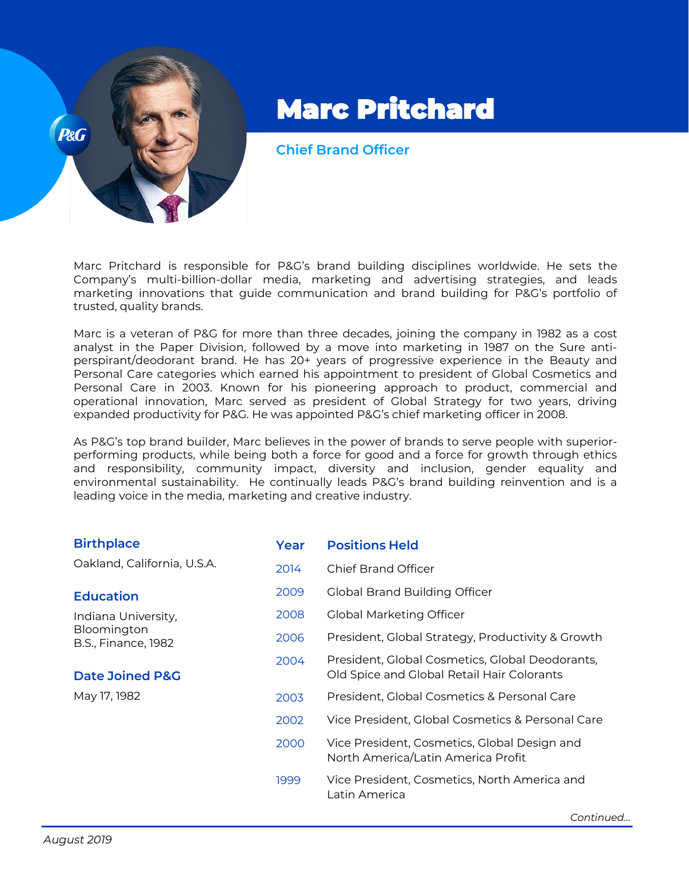# Marc Pritchard

## Chief Brand Officer

Marc Pritchard is responsible for P&G's brand building disciplines worldwide. He sets the Company's multi-billion-dollar media, marketing and advertising strategies, and leads marketing innovations that guide communication and brand building for P&G's portfolio of trusted, quality brands.

Marc is a veteran of P&G for more than three decades, joining the company in 1982 as a cost analyst in the Paper Division, followed by a move into marketing in 1987 on the Sure anti-perspirant/deodorant brand. He has 20+ years of progressive experience in the Beauty and Personal Care categories which earned his appointment to president of Global Cosmetics and Personal Care in 2003. Known for his pioneering approach to product, commercial and operational innovation, Marc served as president of Global Strategy for two years, driving expanded productivity for P&G. He was appointed P&G's chief marketing officer in 2008.

As P&G's top brand builder, Marc believes in the power of brands to serve people with superior-performing products, while being both a force for good and a force for growth through ethics and responsibility, community impact, diversity and inclusion, gender equality and environmental sustainability. He continually leads P&G's brand building reinvention and is a leading voice in the media, marketing and creative industry.

### Birthplace

Oakland, California, U.S.A.

### Education

Indiana University, Bloomington
B.S., Finance, 1982

### Date Joined P&G

May 17, 1982

| Year | Positions Held |
|---|---|
| 2014 | Chief Brand Officer |
| 2009 | Global Brand Building Officer |
| 2008 | Global Marketing Officer |
| 2006 | President, Global Strategy, Productivity & Growth |
| 2004 | President, Global Cosmetics, Global Deodorants, Old Spice and Global Retail Hair Colorants |
| 2003 | President, Global Cosmetics & Personal Care |
| 2002 | Vice President, Global Cosmetics & Personal Care |
| 2000 | Vice President, Cosmetics, Global Design and North America/Latin America Profit |
| 1999 | Vice President, Cosmetics, North America and Latin America |

*Continued...*

*August 2019*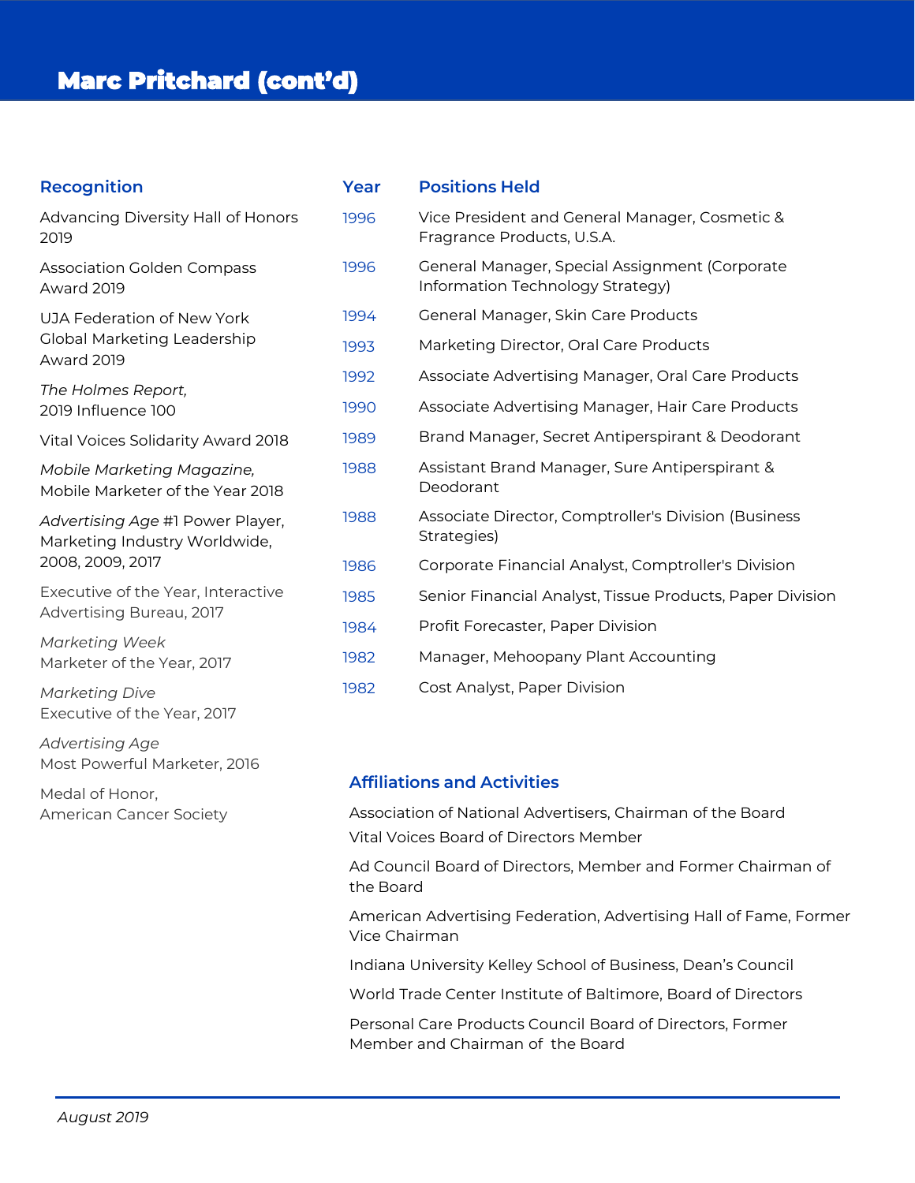# Marc Pritchard (cont'd)

## Recognition

Advancing Diversity Hall of Honors 2019

Association Golden Compass Award 2019

UJA Federation of New York Global Marketing Leadership Award 2019

*The Holmes Report,* 2019 Influence 100

Vital Voices Solidarity Award 2018

*Mobile Marketing Magazine,* Mobile Marketer of the Year 2018

*Advertising Age* #1 Power Player, Marketing Industry Worldwide, 2008, 2009, 2017

Executive of the Year, Interactive Advertising Bureau, 2017

*Marketing Week* Marketer of the Year, 2017

*Marketing Dive* Executive of the Year, 2017

*Advertising Age* Most Powerful Marketer, 2016

Medal of Honor, American Cancer Society

| Year | Positions Held |
|---|---|
| 1996 | Vice President and General Manager, Cosmetic & Fragrance Products, U.S.A. |
| 1996 | General Manager, Special Assignment (Corporate Information Technology Strategy) |
| 1994 | General Manager, Skin Care Products |
| 1993 | Marketing Director, Oral Care Products |
| 1992 | Associate Advertising Manager, Oral Care Products |
| 1990 | Associate Advertising Manager, Hair Care Products |
| 1989 | Brand Manager, Secret Antiperspirant & Deodorant |
| 1988 | Assistant Brand Manager, Sure Antiperspirant & Deodorant |
| 1988 | Associate Director, Comptroller's Division (Business Strategies) |
| 1986 | Corporate Financial Analyst, Comptroller's Division |
| 1985 | Senior Financial Analyst, Tissue Products, Paper Division |
| 1984 | Profit Forecaster, Paper Division |
| 1982 | Manager, Mehoopany Plant Accounting |
| 1982 | Cost Analyst, Paper Division |

## Affiliations and Activities

Association of National Advertisers, Chairman of the Board

Vital Voices Board of Directors Member

Ad Council Board of Directors, Member and Former Chairman of the Board

American Advertising Federation, Advertising Hall of Fame, Former Vice Chairman

Indiana University Kelley School of Business, Dean's Council

World Trade Center Institute of Baltimore, Board of Directors

Personal Care Products Council Board of Directors, Former Member and Chairman of the Board

*August 2019*